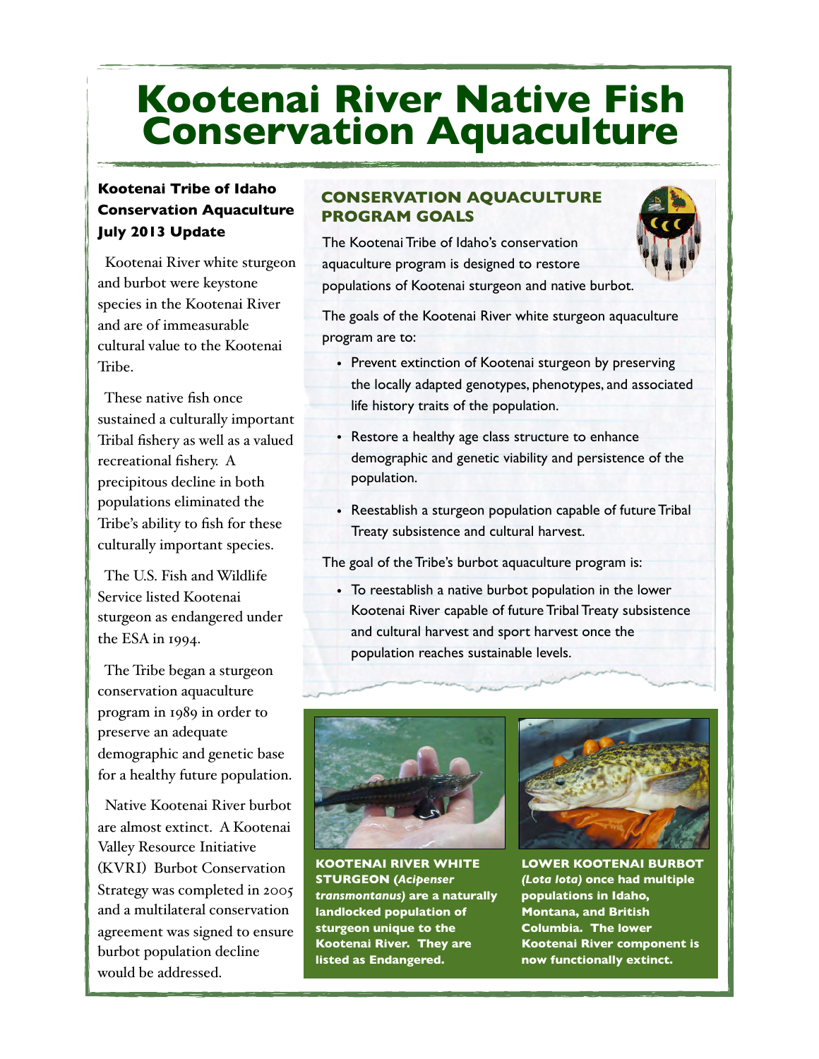# Kootenai River Native Fish Conservation Aquaculture

### Kootenai Tribe of Idaho Conservation Aquaculture July 2013 Update

Kootenai River white sturgeon and burbot were keystone species in the Kootenai River and are of immeasurable cultural value to the Kootenai Tribe.

These native fish once sustained a culturally important Tribal fishery as well as a valued recreational fishery. A precipitous decline in both populations eliminated the Tribe's ability to fish for these culturally important species.

The U.S. Fish and Wildlife Service listed Kootenai sturgeon as endangered under the ESA in 1994.

The Tribe began a sturgeon conservation aquaculture program in 1989 in order to preserve an adequate demographic and genetic base for a healthy future population.

Native Kootenai River burbot are almost extinct. A Kootenai Valley Resource Initiative (KVRI) Burbot Conservation Strategy was completed in 2005 and a multilateral conservation agreement was signed to ensure burbot population decline would be addressed.

## CONSERVATION AQUACULTURE PROGRAM GOALS

The Kootenai Tribe of Idaho's conservation aquaculture program is designed to restore populations of Kootenai sturgeon and native burbot.

The goals of the Kootenai River white sturgeon aquaculture program are to:

- Prevent extinction of Kootenai sturgeon by preserving the locally adapted genotypes, phenotypes, and associated life history traits of the population.
- Restore a healthy age class structure to enhance demographic and genetic viability and persistence of the population.
- Reestablish a sturgeon population capable of future Tribal Treaty subsistence and cultural harvest.

The goal of the Tribe's burbot aquaculture program is:

- To reestablish a native burbot population in the lower Kootenai River capable of future Tribal Treaty subsistence and cultural harvest and sport harvest once the population reaches sustainable levels.

**KOOTENAI RIVER WHITE STURGEON (*Acipenser transmontanus*) are a naturally landlocked population of sturgeon unique to the Kootenai River. They are listed as Endangered.**

**LOWER KOOTENAI BURBOT *(Lota lota)* once had multiple populations in Idaho, Montana, and British Columbia. The lower Kootenai River component is now functionally extinct.**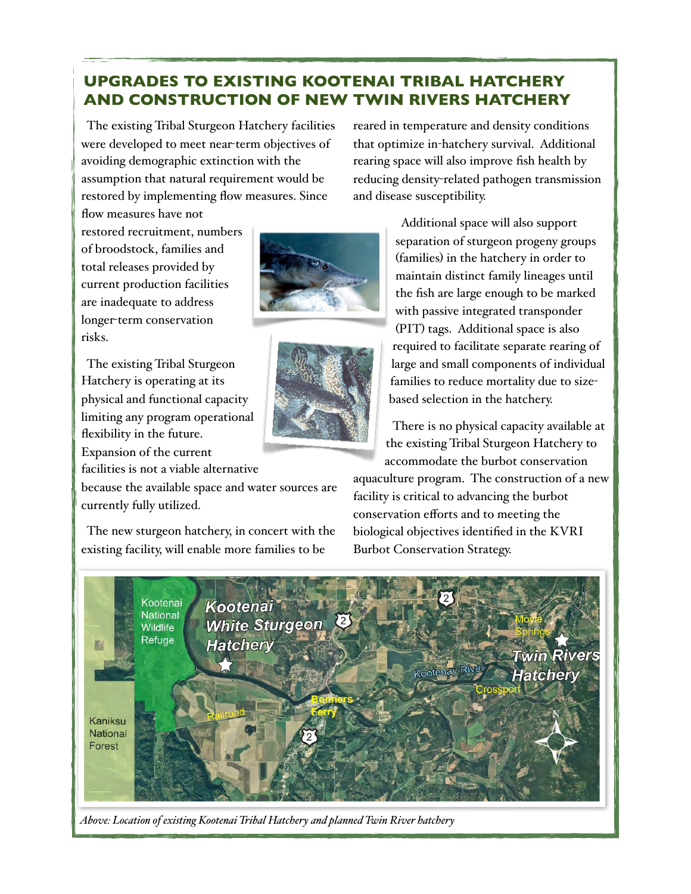# UPGRADES TO EXISTING KOOTENAI TRIBAL HATCHERY AND CONSTRUCTION OF NEW TWIN RIVERS HATCHERY

The existing Tribal Sturgeon Hatchery facilities were developed to meet near-term objectives of avoiding demographic extinction with the assumption that natural requirement would be restored by implementing flow measures. Since flow measures have not restored recruitment, numbers of broodstock, families and total releases provided by current production facilities are inadequate to address longer-term conservation risks.

The existing Tribal Sturgeon Hatchery is operating at its physical and functional capacity limiting any program operational flexibility in the future. Expansion of the current facilities is not a viable alternative because the available space and water sources are currently fully utilized.

The new sturgeon hatchery, in concert with the existing facility, will enable more families to be reared in temperature and density conditions that optimize in-hatchery survival. Additional rearing space will also improve fish health by reducing density-related pathogen transmission and disease susceptibility.

Additional space will also support separation of sturgeon progeny groups (families) in the hatchery in order to maintain distinct family lineages until the fish are large enough to be marked with passive integrated transponder (PIT) tags. Additional space is also required to facilitate separate rearing of large and small components of individual families to reduce mortality due to size-based selection in the hatchery.

There is no physical capacity available at the existing Tribal Sturgeon Hatchery to accommodate the burbot conservation aquaculture program. The construction of a new facility is critical to advancing the burbot conservation efforts and to meeting the biological objectives identified in the KVRI Burbot Conservation Strategy.

*Above: Location of existing Kootenai Tribal Hatchery and planned Twin River hatchery*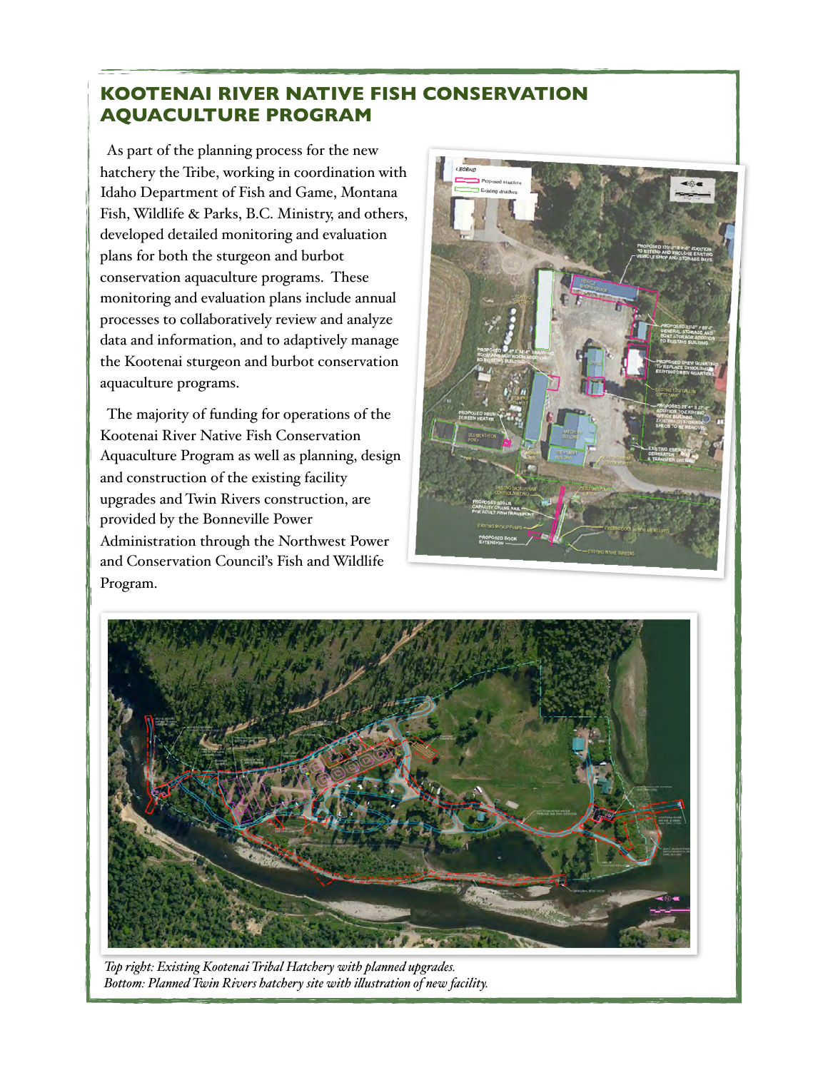## KOOTENAI RIVER NATIVE FISH CONSERVATION AQUACULTURE PROGRAM

As part of the planning process for the new hatchery the Tribe, working in coordination with Idaho Department of Fish and Game, Montana Fish, Wildlife & Parks, B.C. Ministry, and others, developed detailed monitoring and evaluation plans for both the sturgeon and burbot conservation aquaculture programs. These monitoring and evaluation plans include annual processes to collaboratively review and analyze data and information, and to adaptively manage the Kootenai sturgeon and burbot conservation aquaculture programs.

The majority of funding for operations of the Kootenai River Native Fish Conservation Aquaculture Program as well as planning, design and construction of the existing facility upgrades and Twin Rivers construction, are provided by the Bonneville Power Administration through the Northwest Power and Conservation Council's Fish and Wildlife Program.

*Top right: Existing Kootenai Tribal Hatchery with planned upgrades.*
*Bottom: Planned Twin Rivers hatchery site with illustration of new facility.*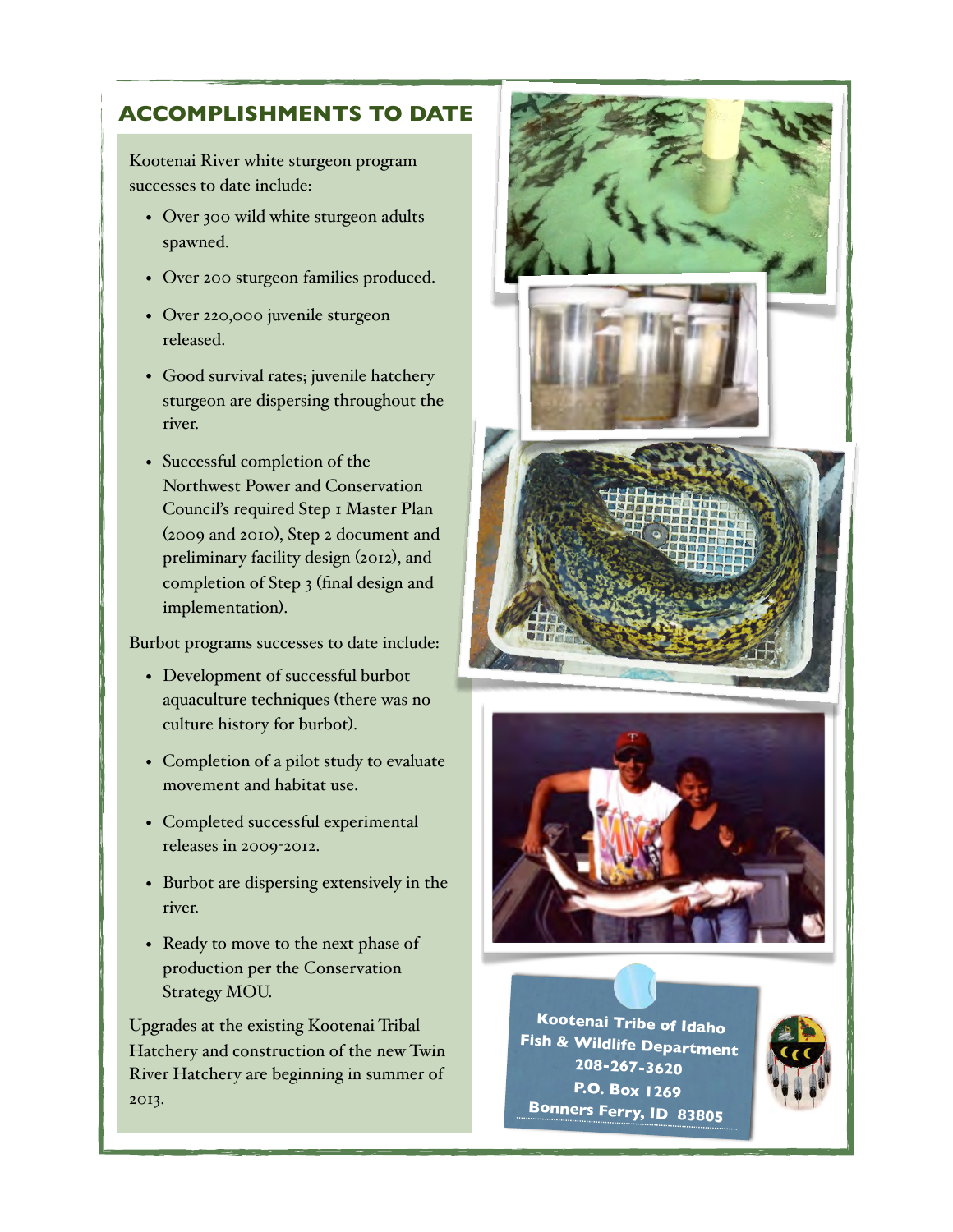## ACCOMPLISHMENTS TO DATE

Kootenai River white sturgeon program successes to date include:

- Over 300 wild white sturgeon adults spawned.
- Over 200 sturgeon families produced.
- Over 220,000 juvenile sturgeon released.
- Good survival rates; juvenile hatchery sturgeon are dispersing throughout the river.
- Successful completion of the Northwest Power and Conservation Council's required Step 1 Master Plan (2009 and 2010), Step 2 document and preliminary facility design (2012), and completion of Step 3 (final design and implementation).

Burbot programs successes to date include:

- Development of successful burbot aquaculture techniques (there was no culture history for burbot).
- Completion of a pilot study to evaluate movement and habitat use.
- Completed successful experimental releases in 2009-2012.
- Burbot are dispersing extensively in the river.
- Ready to move to the next phase of production per the Conservation Strategy MOU.

Upgrades at the existing Kootenai Tribal Hatchery and construction of the new Twin River Hatchery are beginning in summer of 2013.

**Kootenai Tribe of Idaho**
**Fish & Wildlife Department**
**208-267-3620**
**P.O. Box 1269**
**Bonners Ferry, ID 83805**